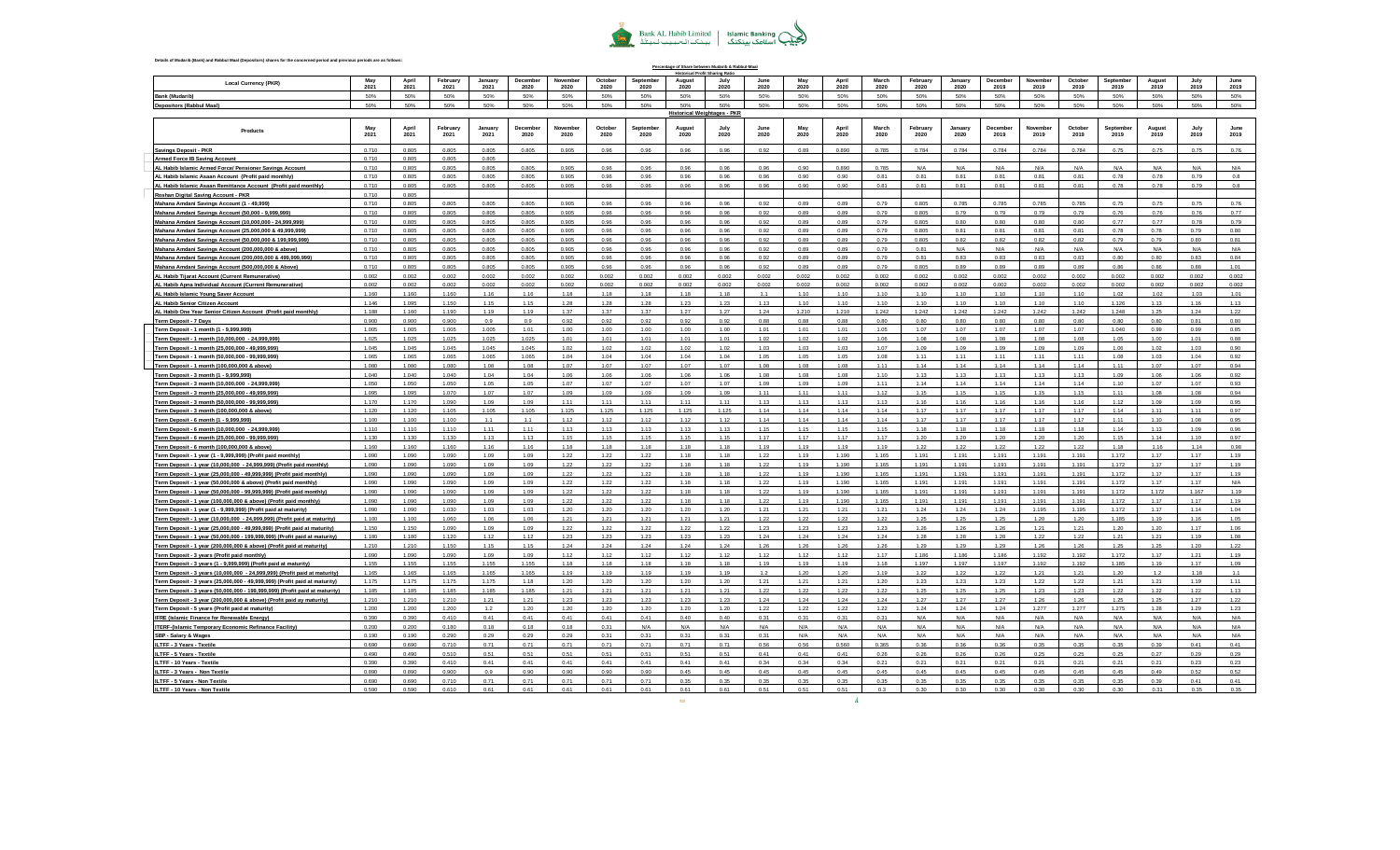Details of Mudarib (Bank) and Rabbul Maal (Depositors) shares for the concerned period and previous periods are as follows:

**Percentage of Share between Mudarib & Rabbul Maal**

**Historical Profit Sharing Ratio**

| Local Currency (PKR) | May 2021 | April 2021 | February 2021 | January 2021 | December 2020 | November 2020 | October 2020 | September 2020 | August 2020 | July 2020 | June 2020 | May 2020 | April 2020 | March 2020 | February 2020 | January 2020 | December 2019 | November 2019 | October 2019 | September 2019 | August 2019 | July 2019 | June 2019 |
|---|---|---|---|---|---|---|---|---|---|---|---|---|---|---|---|---|---|---|---|---|---|---|---|
| Bank (Mudarib) | 50% | 50% | 50% | 50% | 50% | 50% | 50% | 50% | 50% | 50% | 50% | 50% | 50% | 50% | 50% | 50% | 50% | 50% | 50% | 50% | 50% | 50% | 50% |
| Depositors (Rabbul Maal) | 50% | 50% | 50% | 50% | 50% | 50% | 50% | 50% | 50% | 50% | 50% | 50% | 50% | 50% | 50% | 50% | 50% | 50% | 50% | 50% | 50% | 50% | 50% |

**Historical Weightages - PKR**

| Products | May 2021 | April 2021 | February 2021 | January 2021 | December 2020 | November 2020 | October 2020 | September 2020 | August 2020 | July 2020 | June 2020 | May 2020 | April 2020 | March 2020 | February 2020 | January 2020 | December 2019 | November 2019 | October 2019 | September 2019 | August 2019 | July 2019 | June 2019 |
|---|---|---|---|---|---|---|---|---|---|---|---|---|---|---|---|---|---|---|---|---|---|---|---|
| Savings Deposit - PKR | 0.710 | 0.805 | 0.805 | 0.805 | 0.805 | 0.905 | 0.96 | 0.96 | 0.96 | 0.96 | 0.92 | 0.89 | 0.890 | 0.785 | 0.784 | 0.784 | 0.784 | 0.784 | 0.784 | 0.75 | 0.75 | 0.75 | 0.76 |
| Armed Force IB Saving Account | 0.710 | 0.805 | 0.805 | 0.805 | | | | | | | | | | | | | | | | | | | |
| AL Habib Islamic Armed Force/ Pensioner Savings Account | 0.710 | 0.805 | 0.805 | 0.805 | 0.805 | 0.905 | 0.96 | 0.96 | 0.96 | 0.96 | 0.96 | 0.90 | 0.890 | 0.785 | N/A | N/A | N/A | N/A | N/A | N/A | N/A | N/A | N/A |
| AL Habib Islamic Asaan Account (Profit paid monthly) | 0.710 | 0.805 | 0.805 | 0.805 | 0.805 | 0.905 | 0.96 | 0.96 | 0.96 | 0.96 | 0.96 | 0.90 | 0.90 | 0.81 | 0.81 | 0.81 | 0.81 | 0.81 | 0.81 | 0.78 | 0.78 | 0.79 | 0.8 |
| AL Habib Islamic Asaan Remittance Account (Profit paid monthly) | 0.710 | 0.805 | 0.805 | 0.805 | 0.805 | 0.905 | 0.96 | 0.96 | 0.96 | 0.96 | 0.96 | 0.90 | 0.90 | 0.81 | 0.81 | 0.81 | 0.81 | 0.81 | 0.81 | 0.78 | 0.78 | 0.79 | 0.8 |
| Roshan Digital Saving Account - PKR | 0.710 | 0.805 | | | | | | | | | | | | | | | | | | | | | |
| Mahana Amdani Savings Account (1 - 49,999) | 0.710 | 0.805 | 0.805 | 0.805 | 0.805 | 0.905 | 0.96 | 0.96 | 0.96 | 0.96 | 0.92 | 0.89 | 0.89 | 0.79 | 0.805 | 0.785 | 0.785 | 0.785 | 0.785 | 0.75 | 0.75 | 0.75 | 0.76 |
| Mahana Amdani Savings Account (50,000 - 9,999,999) | 0.710 | 0.805 | 0.805 | 0.805 | 0.805 | 0.905 | 0.96 | 0.96 | 0.96 | 0.96 | 0.92 | 0.89 | 0.89 | 0.79 | 0.805 | 0.79 | 0.79 | 0.79 | 0.79 | 0.76 | 0.76 | 0.76 | 0.77 |
| Mahana Amdani Savings Account (10,000,000 - 24,999,999) | 0.710 | 0.805 | 0.805 | 0.805 | 0.805 | 0.905 | 0.96 | 0.96 | 0.96 | 0.96 | 0.92 | 0.89 | 0.89 | 0.79 | 0.805 | 0.80 | 0.80 | 0.80 | 0.80 | 0.77 | 0.77 | 0.78 | 0.79 |
| Mahana Amdani Savings Account (25,000,000 & 49,999,999) | 0.710 | 0.805 | 0.805 | 0.805 | 0.805 | 0.905 | 0.96 | 0.96 | 0.96 | 0.96 | 0.92 | 0.89 | 0.89 | 0.79 | 0.805 | 0.81 | 0.81 | 0.81 | 0.81 | 0.78 | 0.78 | 0.79 | 0.80 |
| Mahana Amdani Savings Account (50,000,000 & 199,999,999) | 0.710 | 0.805 | 0.805 | 0.805 | 0.805 | 0.905 | 0.96 | 0.96 | 0.96 | 0.96 | 0.92 | 0.89 | 0.89 | 0.79 | 0.805 | 0.82 | 0.82 | 0.82 | 0.82 | 0.79 | 0.79 | 0.80 | 0.81 |
| Mahana Amdani Savings Account (200,000,000 & above) | 0.710 | 0.805 | 0.805 | 0.805 | 0.805 | 0.905 | 0.96 | 0.96 | 0.96 | 0.96 | 0.92 | 0.89 | 0.89 | 0.79 | 0.81 | N/A | N/A | N/A | N/A | N/A | N/A | N/A | N/A |
| Mahana Amdani Savings Account (200,000,000 & 499,999,999) | 0.710 | 0.805 | 0.805 | 0.805 | 0.805 | 0.905 | 0.96 | 0.96 | 0.96 | 0.96 | 0.92 | 0.89 | 0.89 | 0.79 | 0.81 | 0.83 | 0.83 | 0.83 | 0.83 | 0.80 | 0.80 | 0.83 | 0.84 |
| Mahana Amdani Savings Account (500,000,000 & Above) | 0.710 | 0.805 | 0.805 | 0.805 | 0.805 | 0.905 | 0.96 | 0.96 | 0.96 | 0.96 | 0.92 | 0.89 | 0.89 | 0.79 | 0.805 | 0.89 | 0.89 | 0.89 | 0.89 | 0.86 | 0.86 | 0.88 | 1.01 |
| AL Habib Tijarat Account (Current Remunerative) | 0.002 | 0.002 | 0.002 | 0.002 | 0.002 | 0.002 | 0.002 | 0.002 | 0.002 | 0.002 | 0.002 | 0.002 | 0.002 | 0.002 | 0.002 | 0.002 | 0.002 | 0.002 | 0.002 | 0.002 | 0.002 | 0.002 | 0.002 |
| AL Habib Apna Individual Account (Current Remunerative) | 0.002 | 0.002 | 0.002 | 0.002 | 0.002 | 0.002 | 0.002 | 0.002 | 0.002 | 0.002 | 0.002 | 0.002 | 0.002 | 0.002 | 0.002 | 0.002 | 0.002 | 0.002 | 0.002 | 0.002 | 0.002 | 0.002 | 0.002 |
| AL Habib Islamic Young Saver Account | 1.160 | 1.160 | 1.160 | 1.16 | 1.16 | 1.18 | 1.18 | 1.18 | 1.18 | 1.18 | 1.1 | 1.10 | 1.10 | 1.10 | 1.10 | 1.10 | 1.10 | 1.10 | 1.10 | 1.02 | 1.02 | 1.03 | 1.01 |
| AL Habib Senior Citizen Account | 1.146 | 1.095 | 1.150 | 1.15 | 1.15 | 1.28 | 1.28 | 1.28 | 1.23 | 1.23 | 1.13 | 1.10 | 1.10 | 1.10 | 1.10 | 1.10 | 1.10 | 1.10 | 1.10 | 1.126 | 1.13 | 1.16 | 1.13 |
| AL Habib One Year Senior Citizen Account (Profit paid monthly) | 1.188 | 1.160 | 1.190 | 1.19 | 1.19 | 1.37 | 1.37 | 1.37 | 1.27 | 1.27 | 1.24 | 1.210 | 1.210 | 1.242 | 1.242 | 1.242 | 1.242 | 1.242 | 1.242 | 1.248 | 1.25 | 1.24 | 1.22 |
| Term Deposit - 7 Days | 0.900 | 0.900 | 0.900 | 0.9 | 0.9 | 0.92 | 0.92 | 0.92 | 0.92 | 0.92 | 0.88 | 0.88 | 0.88 | 0.80 | 0.80 | 0.80 | 0.80 | 0.80 | 0.80 | 0.80 | 0.80 | 0.81 | 0.80 |
| Term Deposit - 1 month (1 - 9,999,999) | 1.005 | 1.005 | 1.005 | 1.005 | 1.01 | 1.00 | 1.00 | 1.00 | 1.00 | 1.00 | 1.00 | 1.01 | 1.01 | 1.05 | 1.07 | 1.07 | 1.07 | 1.07 | 1.07 | 1.040 | 0.99 | 0.99 | 0.85 |
| Term Deposit - 1 month (10,000,000 - 24,999,999) | 1.025 | 1.025 | 1.025 | 1.025 | 1.025 | 1.01 | 1.01 | 1.01 | 1.01 | 1.01 | 1.02 | 1.02 | 1.02 | 1.06 | 1.08 | 1.08 | 1.08 | 1.08 | 1.08 | 1.05 | 1.00 | 1.01 | 0.88 |
| Term Deposit - 1 month (25,000,000 - 49,999,999) | 1.045 | 1.045 | 1.045 | 1.045 | 1.045 | 1.02 | 1.02 | 1.02 | 1.02 | 1.02 | 1.03 | 1.03 | 1.03 | 1.07 | 1.09 | 1.09 | 1.09 | 1.09 | 1.09 | 1.06 | 1.02 | 1.03 | 0.90 |
| Term Deposit - 1 month (50,000,000 - 99,999,999) | 1.065 | 1.065 | 1.065 | 1.065 | 1.065 | 1.04 | 1.04 | 1.04 | 1.04 | 1.04 | 1.05 | 1.05 | 1.05 | 1.08 | 1.11 | 1.11 | 1.11 | 1.11 | 1.11 | 1.08 | 1.03 | 1.04 | 0.92 |
| Term Deposit - 1 month (100,000,000 & above) | 1.080 | 1.080 | 1.080 | 1.08 | 1.08 | 1.07 | 1.07 | 1.07 | 1.07 | 1.07 | 1.08 | 1.08 | 1.08 | 1.11 | 1.14 | 1.14 | 1.14 | 1.14 | 1.14 | 1.11 | 1.07 | 1.07 | 0.94 |
| Term Deposit - 3 month (1 - 9,999,999) | 1.040 | 1.040 | 1.040 | 1.04 | 1.04 | 1.06 | 1.06 | 1.06 | 1.06 | 1.06 | 1.08 | 1.08 | 1.08 | 1.10 | 1.13 | 1.13 | 1.13 | 1.13 | 1.13 | 1.09 | 1.06 | 1.06 | 0.92 |
| Term Deposit - 3 month (10,000,000 - 24,999,999) | 1.050 | 1.050 | 1.050 | 1.05 | 1.05 | 1.07 | 1.07 | 1.07 | 1.07 | 1.07 | 1.09 | 1.09 | 1.09 | 1.11 | 1.14 | 1.14 | 1.14 | 1.14 | 1.14 | 1.10 | 1.07 | 1.07 | 0.93 |
| Term Deposit - 3 month (25,000,000 - 49,999,999) | 1.095 | 1.095 | 1.070 | 1.07 | 1.07 | 1.09 | 1.09 | 1.09 | 1.09 | 1.09 | 1.11 | 1.11 | 1.11 | 1.12 | 1.15 | 1.15 | 1.15 | 1.15 | 1.15 | 1.11 | 1.08 | 1.08 | 0.94 |
| Term Deposit - 3 month (50,000,000 - 99,999,999) | 1.170 | 1.170 | 1.090 | 1.09 | 1.09 | 1.11 | 1.11 | 1.11 | 1.11 | 1.11 | 1.13 | 1.13 | 1.13 | 1.13 | 1.16 | 1.16 | 1.16 | 1.16 | 1.16 | 1.12 | 1.09 | 1.09 | 0.95 |
| Term Deposit - 3 month (100,000,000 & above) | 1.120 | 1.120 | 1.105 | 1.105 | 1.105 | 1.125 | 1.125 | 1.125 | 1.125 | 1.125 | 1.14 | 1.14 | 1.14 | 1.14 | 1.17 | 1.17 | 1.17 | 1.17 | 1.17 | 1.14 | 1.11 | 1.11 | 0.97 |
| Term Deposit - 6 month (1 - 9,999,999) | 1.100 | 1.100 | 1.100 | 1.1 | 1.1 | 1.12 | 1.12 | 1.12 | 1.12 | 1.12 | 1.14 | 1.14 | 1.14 | 1.14 | 1.17 | 1.17 | 1.17 | 1.17 | 1.17 | 1.11 | 1.10 | 1.08 | 0.95 |
| Term Deposit - 6 month (10,000,000 - 24,999,999) | 1.110 | 1.110 | 1.110 | 1.11 | 1.11 | 1.13 | 1.13 | 1.13 | 1.13 | 1.13 | 1.15 | 1.15 | 1.15 | 1.15 | 1.18 | 1.18 | 1.18 | 1.18 | 1.18 | 1.14 | 1.13 | 1.09 | 0.96 |
| Term Deposit - 6 month (25,000,000 - 99,999,999) | 1.130 | 1.130 | 1.130 | 1.13 | 1.13 | 1.15 | 1.15 | 1.15 | 1.15 | 1.15 | 1.17 | 1.17 | 1.17 | 1.17 | 1.20 | 1.20 | 1.20 | 1.20 | 1.20 | 1.15 | 1.14 | 1.10 | 0.97 |
| Term Deposit - 6 month (100,000,000 & above) | 1.160 | 1.160 | 1.160 | 1.16 | 1.16 | 1.18 | 1.18 | 1.18 | 1.18 | 1.18 | 1.19 | 1.19 | 1.19 | 1.19 | 1.22 | 1.22 | 1.22 | 1.22 | 1.22 | 1.18 | 1.16 | 1.14 | 0.98 |
| Term Deposit - 1 year (1 - 9,999,999) (Profit paid monthly) | 1.090 | 1.090 | 1.090 | 1.09 | 1.09 | 1.22 | 1.22 | 1.22 | 1.18 | 1.18 | 1.22 | 1.19 | 1.190 | 1.165 | 1.191 | 1.191 | 1.191 | 1.191 | 1.191 | 1.172 | 1.17 | 1.17 | 1.19 |
| Term Deposit - 1 year (10,000,000 - 24,999,999) (Profit paid monthly) | 1.090 | 1.090 | 1.090 | 1.09 | 1.09 | 1.22 | 1.22 | 1.22 | 1.18 | 1.18 | 1.22 | 1.19 | 1.190 | 1.165 | 1.191 | 1.191 | 1.191 | 1.191 | 1.191 | 1.172 | 1.17 | 1.17 | 1.19 |
| Term Deposit - 1 year (25,000,000 - 49,999,999) (Profit paid monthly) | 1.090 | 1.090 | 1.090 | 1.09 | 1.09 | 1.22 | 1.22 | 1.22 | 1.18 | 1.18 | 1.22 | 1.19 | 1.190 | 1.165 | 1.191 | 1.191 | 1.191 | 1.191 | 1.191 | 1.172 | 1.17 | 1.17 | 1.19 |
| Term Deposit - 1 year (50,000,000 & above) (Profit paid monthly) | 1.090 | 1.090 | 1.090 | 1.09 | 1.09 | 1.22 | 1.22 | 1.22 | 1.18 | 1.18 | 1.22 | 1.19 | 1.190 | 1.165 | 1.191 | 1.191 | 1.191 | 1.191 | 1.191 | 1.172 | 1.17 | 1.17 | N/A |
| Term Deposit - 1 year (50,000,000 - 99,999,999) (Profit paid monthly) | 1.090 | 1.090 | 1.090 | 1.09 | 1.09 | 1.22 | 1.22 | 1.22 | 1.18 | 1.18 | 1.22 | 1.19 | 1.190 | 1.165 | 1.191 | 1.191 | 1.191 | 1.191 | 1.191 | 1.172 | 1.172 | 1.167 | 1.19 |
| Term Deposit - 1 year (100,000,000 & above) (Profit paid monthly) | 1.090 | 1.090 | 1.090 | 1.09 | 1.09 | 1.22 | 1.22 | 1.22 | 1.18 | 1.18 | 1.22 | 1.19 | 1.190 | 1.165 | 1.191 | 1.191 | 1.191 | 1.191 | 1.191 | 1.172 | 1.17 | 1.17 | 1.19 |
| Term Deposit - 1 year (1 - 9,999,999) (Profit paid at maturity) | 1.090 | 1.090 | 1.030 | 1.03 | 1.03 | 1.20 | 1.20 | 1.20 | 1.20 | 1.20 | 1.21 | 1.21 | 1.21 | 1.21 | 1.24 | 1.24 | 1.24 | 1.195 | 1.195 | 1.172 | 1.17 | 1.14 | 1.04 |
| Term Deposit - 1 year (10,000,000 - 24,999,999) (Profit paid at maturity) | 1.100 | 1.100 | 1.060 | 1.06 | 1.06 | 1.21 | 1.21 | 1.21 | 1.21 | 1.21 | 1.22 | 1.22 | 1.22 | 1.22 | 1.25 | 1.25 | 1.25 | 1.20 | 1.20 | 1.185 | 1.19 | 1.16 | 1.05 |
| Term Deposit - 1 year (25,000,000 - 49,999,999) (Profit paid at maturity) | 1.150 | 1.150 | 1.090 | 1.09 | 1.09 | 1.22 | 1.22 | 1.22 | 1.22 | 1.22 | 1.23 | 1.23 | 1.23 | 1.23 | 1.26 | 1.26 | 1.26 | 1.21 | 1.21 | 1.20 | 1.20 | 1.17 | 1.06 |
| Term Deposit - 1 year (50,000,000 - 199,999,999) (Profit paid at maturity) | 1.180 | 1.180 | 1.120 | 1.12 | 1.12 | 1.23 | 1.23 | 1.23 | 1.23 | 1.23 | 1.24 | 1.24 | 1.24 | 1.24 | 1.28 | 1.28 | 1.28 | 1.22 | 1.22 | 1.21 | 1.21 | 1.19 | 1.08 |
| Term Deposit - 1 year (200,000,000 & above) (Profit paid at maturity) | 1.210 | 1.210 | 1.150 | 1.15 | 1.15 | 1.24 | 1.24 | 1.24 | 1.24 | 1.24 | 1.26 | 1.26 | 1.26 | 1.26 | 1.29 | 1.29 | 1.29 | 1.26 | 1.26 | 1.25 | 1.25 | 1.20 | 1.22 |
| Term Deposit - 3 years (Profit paid monthly) | 1.090 | 1.090 | 1.090 | 1.09 | 1.09 | 1.12 | 1.12 | 1.12 | 1.12 | 1.12 | 1.12 | 1.12 | 1.12 | 1.17 | 1.186 | 1.186 | 1.186 | 1.192 | 1.192 | 1.172 | 1.17 | 1.21 | 1.19 |
| Term Deposit - 3 years (1 - 9,999,999) (Profit paid at maturity) | 1.155 | 1.155 | 1.155 | 1.155 | 1.155 | 1.18 | 1.18 | 1.18 | 1.18 | 1.18 | 1.19 | 1.19 | 1.19 | 1.18 | 1.197 | 1.197 | 1.197 | 1.192 | 1.192 | 1.185 | 1.19 | 1.17 | 1.09 |
| Term Deposit - 3 years (10,000,000 - 24,999,999) (Profit paid at maturity) | 1.165 | 1.165 | 1.165 | 1.165 | 1.165 | 1.19 | 1.19 | 1.19 | 1.19 | 1.19 | 1.2 | 1.20 | 1.20 | 1.19 | 1.22 | 1.22 | 1.22 | 1.21 | 1.21 | 1.20 | 1.2 | 1.18 | 1.1 |
| Term Deposit - 3 years (25,000,000 - 49,999,999) (Profit paid at maturity) | 1.175 | 1.175 | 1.175 | 1.175 | 1.18 | 1.20 | 1.20 | 1.20 | 1.20 | 1.20 | 1.21 | 1.21 | 1.21 | 1.20 | 1.23 | 1.23 | 1.23 | 1.22 | 1.22 | 1.21 | 1.21 | 1.19 | 1.11 |
| Term Deposit - 3 years (50,000,000 - 199,999,999) (Profit paid at maturity) | 1.185 | 1.185 | 1.185 | 1.185 | 1.185 | 1.21 | 1.21 | 1.21 | 1.21 | 1.21 | 1.22 | 1.22 | 1.22 | 1.22 | 1.25 | 1.25 | 1.25 | 1.23 | 1.23 | 1.22 | 1.22 | 1.22 | 1.13 |
| Term Deposit - 3 year (200,000,000 & above) (Profit paid at maturity) | 1.210 | 1.210 | 1.210 | 1.21 | 1.21 | 1.23 | 1.23 | 1.23 | 1.23 | 1.23 | 1.24 | 1.24 | 1.24 | 1.24 | 1.27 | 1.27 | 1.27 | 1.26 | 1.26 | 1.25 | 1.25 | 1.27 | 1.22 |
| Term Deposit - 5 years (Profit paid monthly) | 1.200 | 1.200 | 1.200 | 1.2 | 1.20 | 1.20 | 1.20 | 1.20 | 1.20 | 1.20 | 1.22 | 1.22 | 1.22 | 1.22 | 1.24 | 1.24 | 1.24 | 1.277 | 1.277 | 1.275 | 1.28 | 1.29 | 1.23 |
| IFRE (Islamic Finance for Renewable Energy) | 0.390 | 0.390 | 0.410 | 0.41 | 0.41 | 0.41 | 0.41 | 0.41 | 0.40 | 0.40 | 0.31 | 0.31 | 0.31 | 0.31 | N/A | N/A | N/A | N/A | N/A | N/A | N/A | N/A | N/A |
| ITERF (Islamic Temporary Economic Refinance Facility) | 0.200 | 0.200 | 0.180 | 0.18 | 0.18 | 0.18 | 0.31 | N/A | N/A | N/A | N/A | N/A | N/A | N/A | N/A | N/A | N/A | N/A | N/A | N/A | N/A | N/A | N/A |
| SBP - Salary & Wages | 0.190 | 0.190 | 0.290 | 0.29 | 0.29 | 0.29 | 0.31 | 0.31 | 0.31 | 0.31 | 0.31 | N/A | N/A | N/A | N/A | N/A | N/A | N/A | N/A | N/A | N/A | N/A | N/A |
| ILTFF - 3 Years - Textile | 0.690 | 0.690 | 0.710 | 0.71 | 0.71 | 0.71 | 0.71 | 0.71 | 0.71 | 0.71 | 0.56 | 0.56 | 0.560 | 0.365 | 0.36 | 0.36 | 0.36 | 0.35 | 0.35 | 0.35 | 0.39 | 0.41 | 0.41 |
| ILTFF - 5 Years - Textile | 0.490 | 0.490 | 0.510 | 0.51 | 0.51 | 0.51 | 0.51 | 0.51 | 0.51 | 0.51 | 0.41 | 0.41 | 0.41 | 0.26 | 0.26 | 0.26 | 0.26 | 0.25 | 0.25 | 0.25 | 0.27 | 0.29 | 0.29 |
| ILTFF - 10 Years - Textile | 0.390 | 0.390 | 0.410 | 0.41 | 0.41 | 0.41 | 0.41 | 0.41 | 0.41 | 0.41 | 0.34 | 0.34 | 0.34 | 0.21 | 0.21 | 0.21 | 0.21 | 0.21 | 0.21 | 0.21 | 0.21 | 0.23 | 0.23 |
| ILTFF - 3 Years - Non Textile | 0.890 | 0.890 | 0.900 | 0.9 | 0.90 | 0.90 | 0.90 | 0.90 | 0.45 | 0.45 | 0.45 | 0.45 | 0.45 | 0.45 | 0.45 | 0.45 | 0.45 | 0.45 | 0.45 | 0.45 | 0.49 | 0.52 | 0.52 |
| ILTFF - 5 Years - Non Textile | 0.690 | 0.690 | 0.710 | 0.71 | 0.71 | 0.71 | 0.71 | 0.71 | 0.35 | 0.35 | 0.35 | 0.35 | 0.35 | 0.35 | 0.35 | 0.35 | 0.35 | 0.35 | 0.35 | 0.35 | 0.39 | 0.41 | 0.41 |
| ILTFF - 10 Years - Non Textile | 0.590 | 0.590 | 0.610 | 0.61 | 0.61 | 0.61 | 0.61 | 0.61 | 0.61 | 0.61 | 0.51 | 0.51 | 0.51 | 0.3 | 0.30 | 0.30 | 0.30 | 0.30 | 0.30 | 0.30 | 0.31 | 0.35 | 0.35 |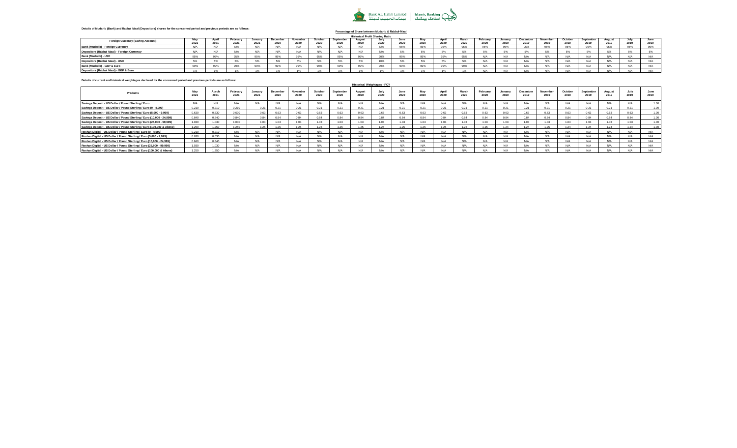Bank AL Habib Limited | Islamic Banking

**Details of Mudarib (Bank) and Rabbul Maal (Depositors) shares for the concerned period and previous periods are as follows:**

**Percentage of Share between Mudarib & Rabbul-Maal**

| Foreign Currency (Saving Account) | Historical Profit Sharing Ratio | | | | | | | | | | | | | | | | | | | | | | | |
|---|---|---|---|---|---|---|---|---|---|---|---|---|---|---|---|---|---|---|---|---|---|---|---|---|
| | May 2021 | April 2021 | February 2021 | January 2021 | December 2020 | November 2020 | October 2020 | September 2020 | August 2020 | July 2020 | June 2020 | May 2020 | April 2020 | March 2020 | February 2020 | January 2020 | December 2019 | November 2019 | October 2019 | September 2019 | August 2019 | July 2019 | June 2019 |
| Bank (Mudarib) - Foreign Currency | N/A | N/A | N/A | N/A | N/A | N/A | N/A | N/A | N/A | N/A | 95% | 95% | 95% | 95% | 95% | 95% | 95% | 95% | 95% | 95% | 95% | 95% | 95% |
| Depositors (Rabbul Maal) - Foreign Currency | N/A | N/A | N/A | N/A | N/A | N/A | N/A | N/A | N/A | N/A | 5% | 5% | 5% | 5% | 5% | 5% | 5% | 5% | 5% | 5% | 5% | 5% | 5% |
| Bank (Mudarib) - USD | 95% | 95% | 95% | 95% | 95% | 95% | 95% | 95% | 95% | 90% | 95% | 95% | 95% | 95% | N/A | N/A | N/A | N/A | N/A | N/A | N/A | N/A | N/A |
| Depositors (Rabbul Maal) - USD | 5% | 5% | 5% | 5% | 5% | 5% | 5% | 5% | 5% | 10% | 5% | 5% | 5% | 5% | N/A | N/A | N/A | N/A | N/A | N/A | N/A | N/A | N/A |
| Bank (Mudarib) - GBP & Euro | 99% | 99% | 99% | 99% | 99% | 99% | 99% | 99% | 99% | 99% | 99% | 99% | 99% | 99% | N/A | N/A | N/A | N/A | N/A | N/A | N/A | N/A | N/A |
| Depositors (Rabbul Maal) - GBP & Euro | 1% | 1% | 1% | 1% | 1% | 1% | 1% | 1% | 1% | 1% | 1% | 1% | 1% | 1% | N/A | N/A | N/A | N/A | N/A | N/A | N/A | N/A | N/A |

**Details of current and historical weightages declared for the concerned period and previous periods are as follows:**

**Historical Weightages - FCY**

| Products | May 2021 | Aprch 2021 | February 2021 | January 2021 | December 2020 | November 2020 | October 2020 | September 2020 | August 2020 | July 2020 | June 2020 | May 2020 | April 2020 | March 2020 | February 2020 | January 2020 | December 2019 | November 2019 | October 2019 | September 2019 | August 2019 | July 2019 | June 2019 |
|---|---|---|---|---|---|---|---|---|---|---|---|---|---|---|---|---|---|---|---|---|---|---|---|
| Savings Deposit - US Dollar / Pound Sterling / Euro | N/A | N/A | N/A | N/A | N/A | N/A | N/A | N/A | N/A | N/A | N/A | N/A | N/A | N/A | N/A | N/A | N/A | N/A | N/A | N/A | N/A | N/A | 1.00 |
| Savings Deposit - US Dollar / Pound Sterling / Euro (0 - 4,999) | 0.210 | 0.210 | 0.210 | 0.21 | 0.21 | 0.21 | 0.21 | 0.21 | 0.21 | 0.21 | 0.21 | 0.21 | 0.21 | 0.21 | 0.21 | 0.21 | 0.21 | 0.21 | 0.21 | 0.21 | 0.21 | 0.21 | 1.00 |
| Savings Deposit - US Dollar / Pound Sterling / Euro (5,000 - 9,999) | 0.630 | 0.630 | 0.630 | 0.63 | 0.63 | 0.63 | 0.63 | 0.63 | 0.63 | 0.63 | 0.63 | 0.63 | 0.63 | 0.63 | 0.63 | 0.63 | 0.63 | 0.63 | 0.63 | 0.63 | 0.63 | 0.63 | 1.00 |
| Savings Deposit - US Dollar / Pound Sterling / Euro (10,000 - 24,999) | 0.840 | 0.840 | 0.840 | 0.84 | 0.84 | 0.84 | 0.84 | 0.84 | 0.84 | 0.84 | 0.84 | 0.84 | 0.84 | 0.84 | 0.84 | 0.84 | 0.84 | 0.84 | 0.84 | 0.84 | 0.84 | 0.84 | 1.00 |
| Savings Deposit - US Dollar / Pound Sterling / Euro (25,000 - 99,999) | 1.030 | 1.030 | 1.030 | 1.03 | 1.03 | 1.03 | 1.03 | 1.03 | 1.03 | 1.03 | 1.03 | 1.03 | 1.03 | 1.03 | 1.03 | 1.03 | 1.03 | 1.03 | 1.03 | 1.03 | 1.03 | 1.03 | 1.00 |
| Savings Deposit - US Dollar / Pound Sterling / Euro (100,000 & Above) | 1.250 | 1.250 | 1.250 | 1.25 | 1.25 | 1.25 | 1.25 | 1.25 | 1.25 | 1.25 | 1.25 | 1.25 | 1.25 | 1.25 | 1.25 | 1.24 | 1.24 | 1.25 | 1.24 | 1.24 | 1.24 | 1.24 | 1.00 |
| Roshan Digital - US Dollar / Pound Sterling / Euro (0 - 4,999) | 0.210 | 0.210 | N/A | N/A | N/A | N/A | N/A | N/A | N/A | N/A | N/A | N/A | N/A | N/A | N/A | N/A | N/A | N/A | N/A | N/A | N/A | N/A | N/A |
| Roshan Digital - US Dollar / Pound Sterling / Euro (5,000 - 9,999) | 0.630 | 0.630 | N/A | N/A | N/A | N/A | N/A | N/A | N/A | N/A | N/A | N/A | N/A | N/A | N/A | N/A | N/A | N/A | N/A | N/A | N/A | N/A | N/A |
| Roshan Digital - US Dollar / Pound Sterling / Euro (10,000 - 24,999) | 0.840 | 0.840 | N/A | N/A | N/A | N/A | N/A | N/A | N/A | N/A | N/A | N/A | N/A | N/A | N/A | N/A | N/A | N/A | N/A | N/A | N/A | N/A | N/A |
| Roshan Digital - US Dollar / Pound Sterling / Euro (25,000 - 99,999) | 1.030 | 1.030 | N/A | N/A | N/A | N/A | N/A | N/A | N/A | N/A | N/A | N/A | N/A | N/A | N/A | N/A | N/A | N/A | N/A | N/A | N/A | N/A | N/A |
| Roshan Digital - US Dollar / Pound Sterling / Euro (100,000 & Above) | 1.250 | 1.250 | N/A | N/A | N/A | N/A | N/A | N/A | N/A | N/A | N/A | N/A | N/A | N/A | N/A | N/A | N/A | N/A | N/A | N/A | N/A | N/A | N/A |